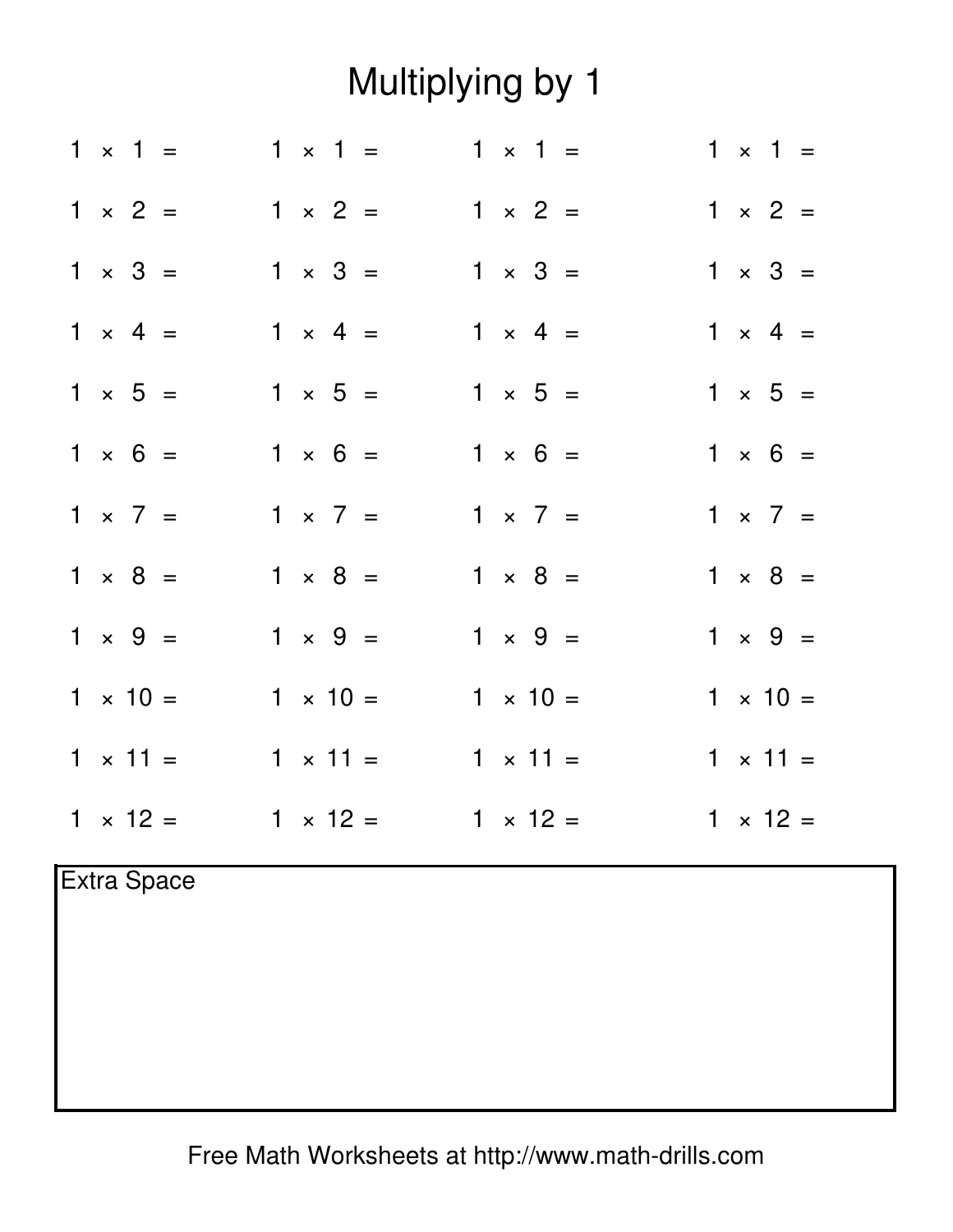# Multiplying by 1

| | | | |
|---|---|---|---|
| $1 \times 1 =$ | $1 \times 1 =$ | $1 \times 1 =$ | $1 \times 1 =$ |
| $1 \times 2 =$ | $1 \times 2 =$ | $1 \times 2 =$ | $1 \times 2 =$ |
| $1 \times 3 =$ | $1 \times 3 =$ | $1 \times 3 =$ | $1 \times 3 =$ |
| $1 \times 4 =$ | $1 \times 4 =$ | $1 \times 4 =$ | $1 \times 4 =$ |
| $1 \times 5 =$ | $1 \times 5 =$ | $1 \times 5 =$ | $1 \times 5 =$ |
| $1 \times 6 =$ | $1 \times 6 =$ | $1 \times 6 =$ | $1 \times 6 =$ |
| $1 \times 7 =$ | $1 \times 7 =$ | $1 \times 7 =$ | $1 \times 7 =$ |
| $1 \times 8 =$ | $1 \times 8 =$ | $1 \times 8 =$ | $1 \times 8 =$ |
| $1 \times 9 =$ | $1 \times 9 =$ | $1 \times 9 =$ | $1 \times 9 =$ |
| $1 \times 10 =$ | $1 \times 10 =$ | $1 \times 10 =$ | $1 \times 10 =$ |
| $1 \times 11 =$ | $1 \times 11 =$ | $1 \times 11 =$ | $1 \times 11 =$ |
| $1 \times 12 =$ | $1 \times 12 =$ | $1 \times 12 =$ | $1 \times 12 =$ |

Extra Space

Free Math Worksheets at http://www.math-drills.com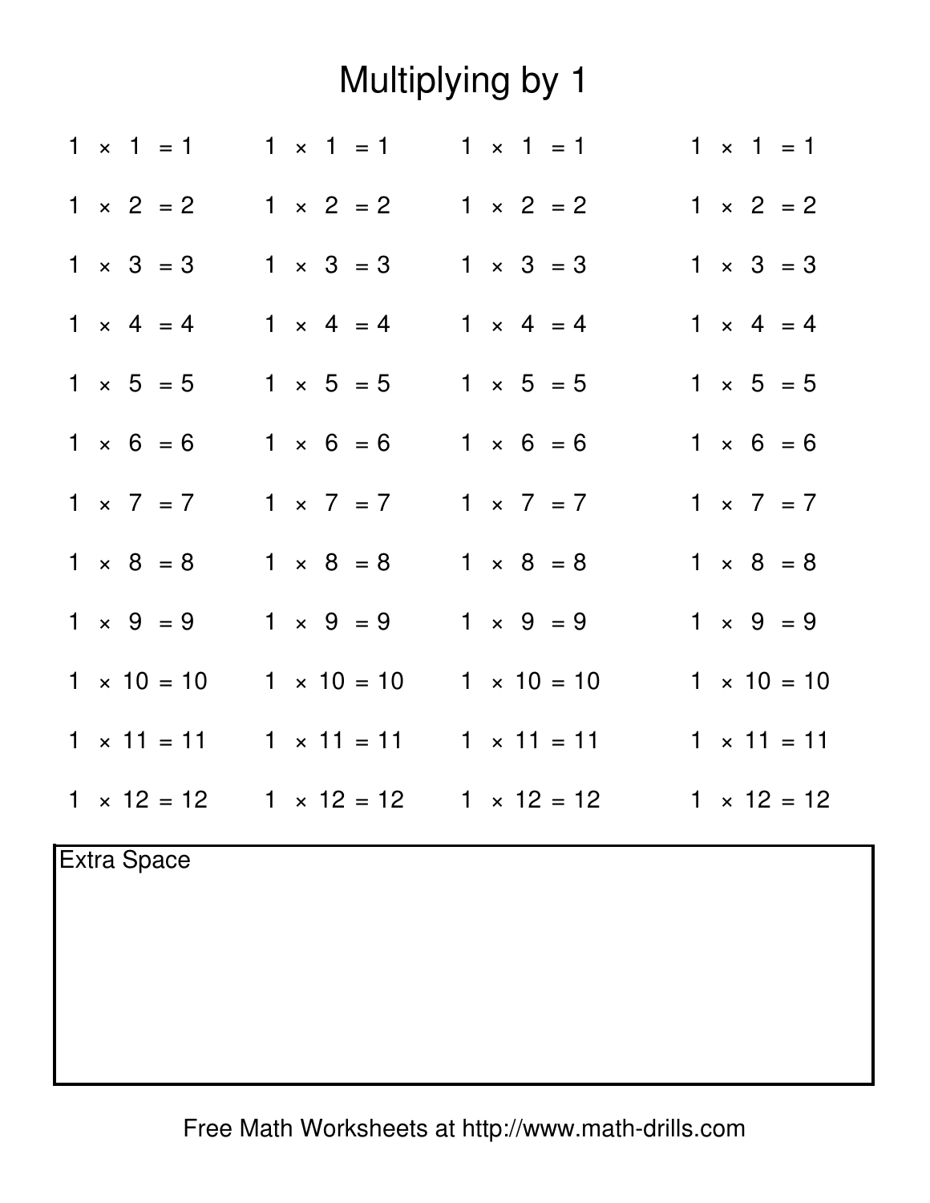# Multiplying by 1

| | | | |
|---|---|---|---|
| 1 × 1 = 1 | 1 × 1 = 1 | 1 × 1 = 1 | 1 × 1 = 1 |
| 1 × 2 = 2 | 1 × 2 = 2 | 1 × 2 = 2 | 1 × 2 = 2 |
| 1 × 3 = 3 | 1 × 3 = 3 | 1 × 3 = 3 | 1 × 3 = 3 |
| 1 × 4 = 4 | 1 × 4 = 4 | 1 × 4 = 4 | 1 × 4 = 4 |
| 1 × 5 = 5 | 1 × 5 = 5 | 1 × 5 = 5 | 1 × 5 = 5 |
| 1 × 6 = 6 | 1 × 6 = 6 | 1 × 6 = 6 | 1 × 6 = 6 |
| 1 × 7 = 7 | 1 × 7 = 7 | 1 × 7 = 7 | 1 × 7 = 7 |
| 1 × 8 = 8 | 1 × 8 = 8 | 1 × 8 = 8 | 1 × 8 = 8 |
| 1 × 9 = 9 | 1 × 9 = 9 | 1 × 9 = 9 | 1 × 9 = 9 |
| 1 × 10 = 10 | 1 × 10 = 10 | 1 × 10 = 10 | 1 × 10 = 10 |
| 1 × 11 = 11 | 1 × 11 = 11 | 1 × 11 = 11 | 1 × 11 = 11 |
| 1 × 12 = 12 | 1 × 12 = 12 | 1 × 12 = 12 | 1 × 12 = 12 |

Extra Space

Free Math Worksheets at http://www.math-drills.com